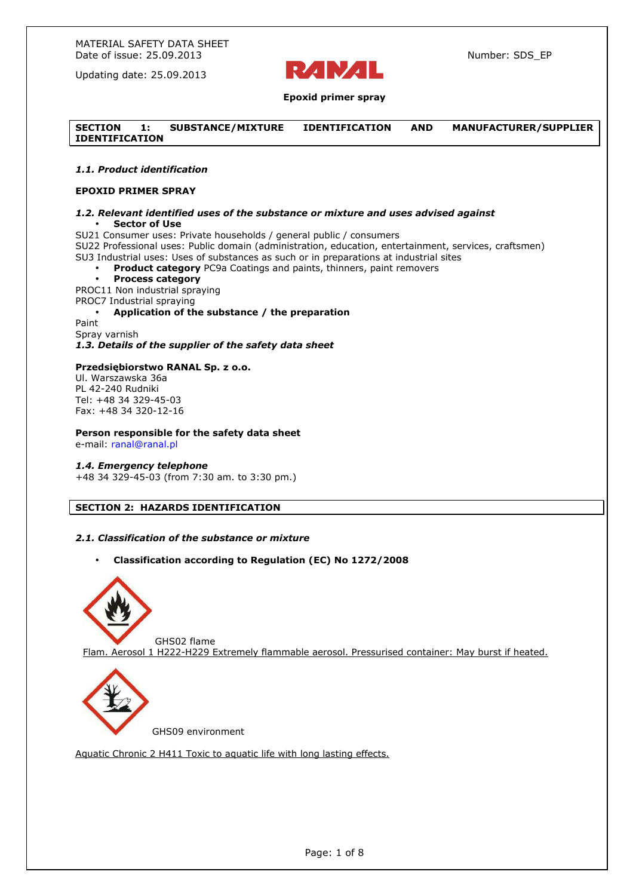MATERIAL SAFETY DATA SHEET
Date of issue: 25.09.2013

Updating date: 25.09.2013

Number: SDS_EP

RANAL

**Epoxid primer spray**

## SECTION 1: SUBSTANCE/MIXTURE IDENTIFICATION AND MANUFACTURER/SUPPLIER IDENTIFICATION

### *1.1. Product identification*

**EPOXID PRIMER SPRAY**

### *1.2. Relevant identified uses of the substance or mixture and uses advised against*

- **Sector of Use**

SU21 Consumer uses: Private households / general public / consumers
SU22 Professional uses: Public domain (administration, education, entertainment, services, craftsmen)
SU3 Industrial uses: Uses of substances as such or in preparations at industrial sites

- **Product category** PC9a Coatings and paints, thinners, paint removers
- **Process category**

PROC11 Non industrial spraying
PROC7 Industrial spraying

- **Application of the substance / the preparation**

Paint
Spray varnish

### *1.3. Details of the supplier of the safety data sheet*

**Przedsiębiorstwo RANAL Sp. z o.o.**
Ul. Warszawska 36a
PL 42-240 Rudniki
Tel: +48 34 329-45-03
Fax: +48 34 320-12-16

**Person responsible for the safety data sheet**
e-mail: ranal@ranal.pl

### *1.4. Emergency telephone*

+48 34 329-45-03 (from 7:30 am. to 3:30 pm.)

## SECTION 2: HAZARDS IDENTIFICATION

### *2.1. Classification of the substance or mixture*

- **Classification according to Regulation (EC) No 1272/2008**

GHS02 flame

Flam. Aerosol 1 H222-H229 Extremely flammable aerosol. Pressurised container: May burst if heated.

GHS09 environment

Aquatic Chronic 2 H411 Toxic to aquatic life with long lasting effects.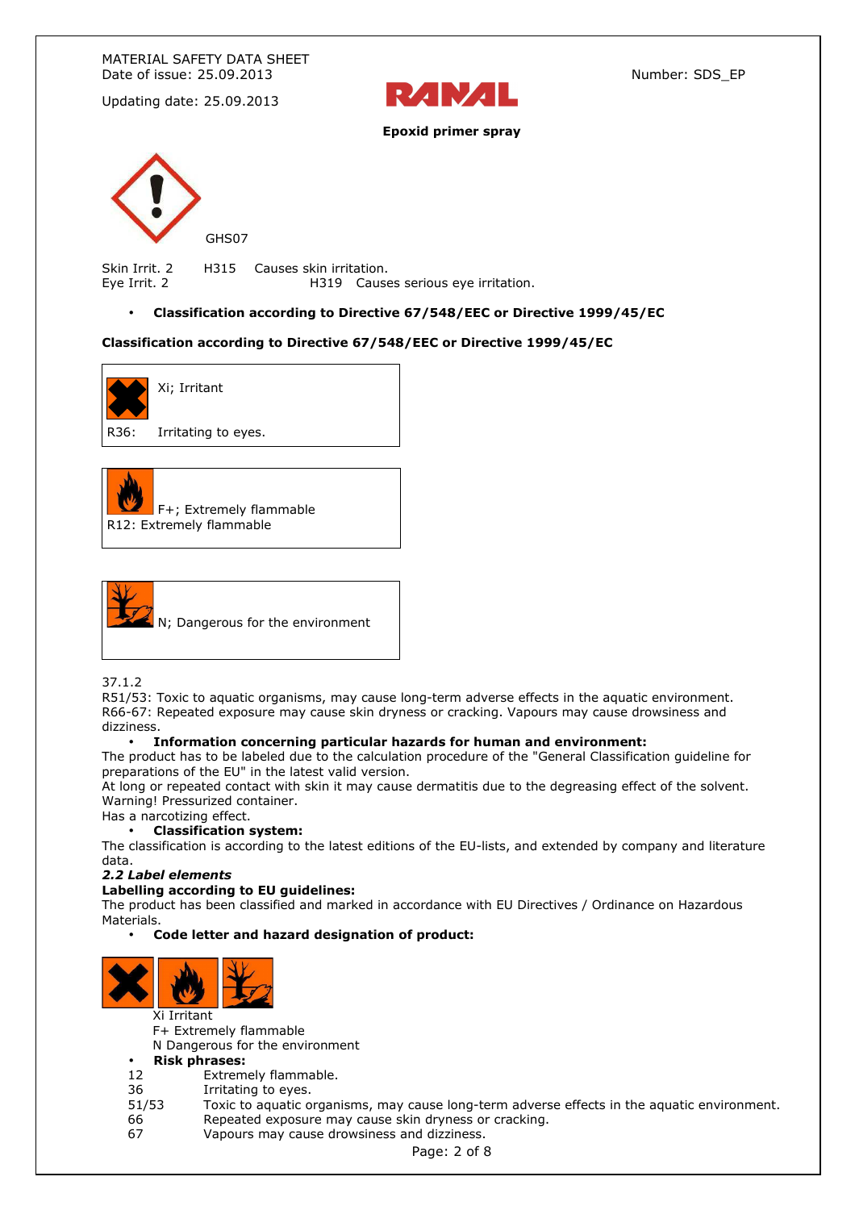GHS07

Skin Irrit. 2 H315 Causes skin irritation.
Eye Irrit. 2 H319 Causes serious eye irritation.

- **Classification according to Directive 67/548/EEC or Directive 1999/45/EC**

**Classification according to Directive 67/548/EEC or Directive 1999/45/EC**

Xi; Irritant

R36: Irritating to eyes.

F+; Extremely flammable
R12: Extremely flammable

N; Dangerous for the environment

37.1.2
R51/53: Toxic to aquatic organisms, may cause long-term adverse effects in the aquatic environment.
R66-67: Repeated exposure may cause skin dryness or cracking. Vapours may cause drowsiness and dizziness.

- **Information concerning particular hazards for human and environment:**

The product has to be labeled due to the calculation procedure of the "General Classification guideline for preparations of the EU" in the latest valid version.
At long or repeated contact with skin it may cause dermatitis due to the degreasing effect of the solvent.
Warning! Pressurized container.
Has a narcotizing effect.

- **Classification system:**

The classification is according to the latest editions of the EU-lists, and extended by company and literature data.

***2.2 Label elements***

**Labelling according to EU guidelines:**
The product has been classified and marked in accordance with EU Directives / Ordinance on Hazardous Materials.

- **Code letter and hazard designation of product:**

Xi Irritant
F+ Extremely flammable
N Dangerous for the environment

- **Risk phrases:**

| | |
|---|---|
| 12 | Extremely flammable. |
| 36 | Irritating to eyes. |
| 51/53 | Toxic to aquatic organisms, may cause long-term adverse effects in the aquatic environment. |
| 66 | Repeated exposure may cause skin dryness or cracking. |
| 67 | Vapours may cause drowsiness and dizziness. |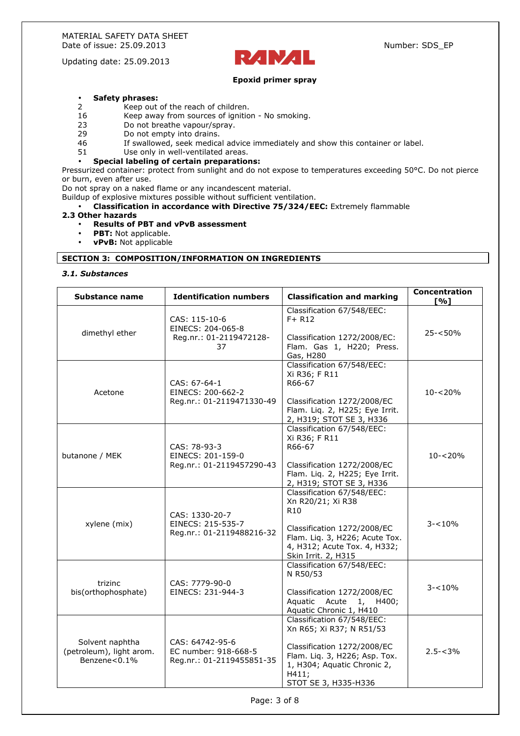- **Safety phrases:**

2 Keep out of the reach of children.
16 Keep away from sources of ignition - No smoking.
23 Do not breathe vapour/spray.
29 Do not empty into drains.
46 If swallowed, seek medical advice immediately and show this container or label.
51 Use only in well-ventilated areas.

- **Special labeling of certain preparations:**

Pressurized container: protect from sunlight and do not expose to temperatures exceeding 50°C. Do not pierce or burn, even after use.
Do not spray on a naked flame or any incandescent material.
Buildup of explosive mixtures possible without sufficient ventilation.

- **Classification in accordance with Directive 75/324/EEC:** Extremely flammable

**2.3 Other hazards**

- **Results of PBT and vPvB assessment**
- **PBT:** Not applicable.
- **vPvB:** Not applicable

## SECTION 3: COMPOSITION/INFORMATION ON INGREDIENTS

### *3.1. Substances*

| Substance name | Identification numbers | Classification and marking | Concentration [%] |
|---|---|---|---|
| dimethyl ether | CAS: 115-10-6<br>EINECS: 204-065-8<br>Reg.nr.: 01-2119472128-37 | Classification 67/548/EEC:<br>F+ R12<br><br>Classification 1272/2008/EC:<br>Flam. Gas 1, H220; Press. Gas, H280 | 25-<50% |
| Acetone | CAS: 67-64-1<br>EINECS: 200-662-2<br>Reg.nr.: 01-2119471330-49 | Classification 67/548/EEC:<br>Xi R36; F R11<br>R66-67<br><br>Classification 1272/2008/EC<br>Flam. Liq. 2, H225; Eye Irrit. 2, H319; STOT SE 3, H336 | 10-<20% |
| butanone / MEK | CAS: 78-93-3<br>EINECS: 201-159-0<br>Reg.nr.: 01-2119457290-43 | Classification 67/548/EEC:<br>Xi R36; F R11<br>R66-67<br><br>Classification 1272/2008/EC<br>Flam. Liq. 2, H225; Eye Irrit. 2, H319; STOT SE 3, H336 | 10-<20% |
| xylene (mix) | CAS: 1330-20-7<br>EINECS: 215-535-7<br>Reg.nr.: 01-2119488216-32 | Classification 67/548/EEC:<br>Xn R20/21; Xi R38<br>R10<br><br>Classification 1272/2008/EC<br>Flam. Liq. 3, H226; Acute Tox. 4, H312; Acute Tox. 4, H332; Skin Irrit. 2, H315 | 3-<10% |
| trizinc bis(orthophosphate) | CAS: 7779-90-0<br>EINECS: 231-944-3 | Classification 67/548/EEC:<br>N R50/53<br><br>Classification 1272/2008/EC<br>Aquatic Acute 1, H400; Aquatic Chronic 1, H410 | 3-<10% |
| Solvent naphtha (petroleum), light arom. Benzene<0.1% | CAS: 64742-95-6<br>EC number: 918-668-5<br>Reg.nr.: 01-2119455851-35 | Classification 67/548/EEC:<br>Xn R65; Xi R37; N R51/53<br><br>Classification 1272/2008/EC<br>Flam. Liq. 3, H226; Asp. Tox. 1, H304; Aquatic Chronic 2, H411;<br>STOT SE 3, H335-H336 | 2.5-<3% |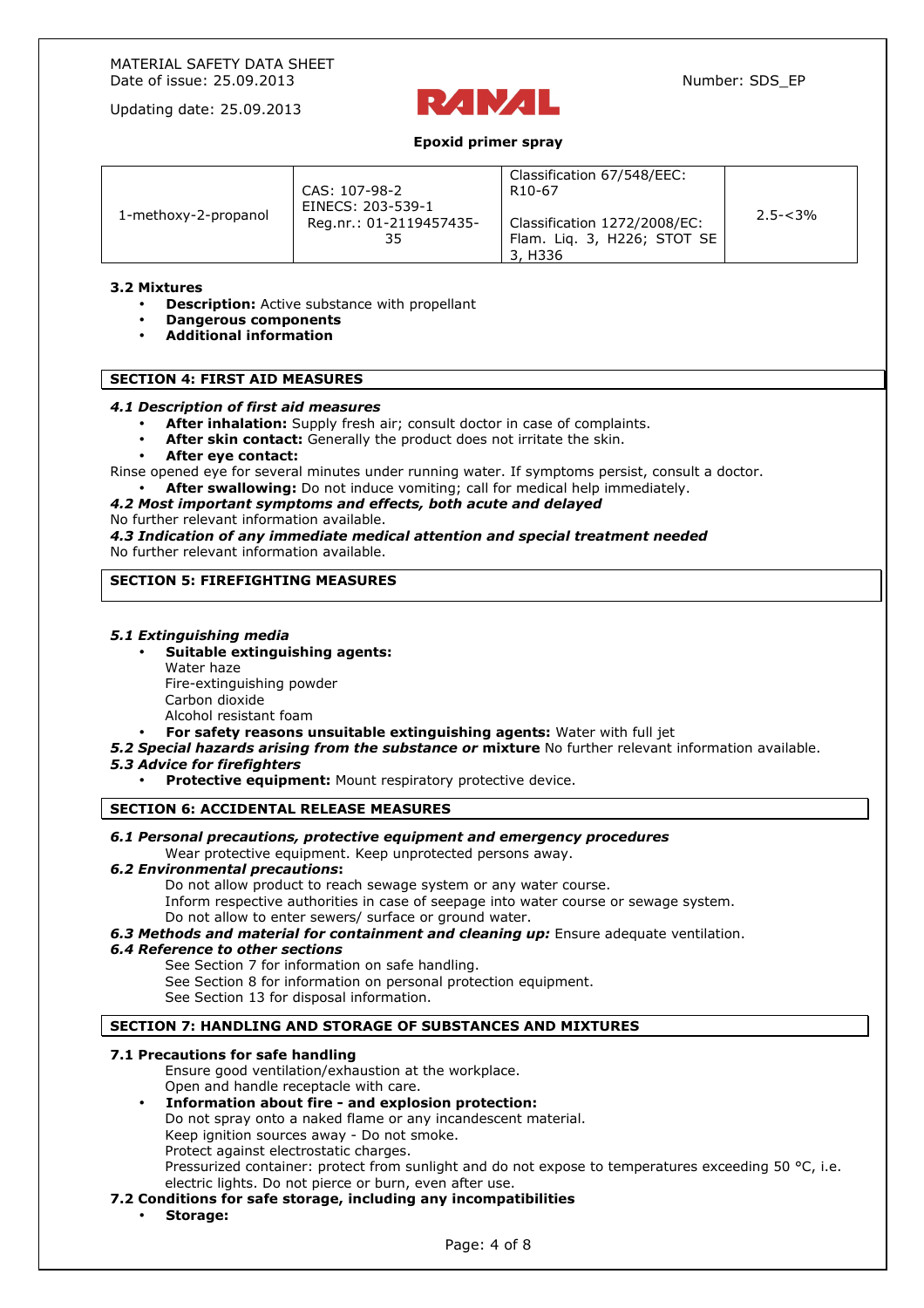| 1-methoxy-2-propanol | CAS: 107-98-2<br>EINECS: 203-539-1<br>Reg.nr.: 01-2119457435-35 | Classification 67/548/EEC:<br>R10-67<br><br>Classification 1272/2008/EC:<br>Flam. Liq. 3, H226; STOT SE 3, H336 | 2.5-<3% |
|---|---|---|---|

**3.2 Mixtures**

- **Description:** Active substance with propellant
- **Dangerous components**
- **Additional information**

## SECTION 4: FIRST AID MEASURES

***4.1 Description of first aid measures***

- **After inhalation:** Supply fresh air; consult doctor in case of complaints.
- **After skin contact:** Generally the product does not irritate the skin.
- **After eye contact:**

Rinse opened eye for several minutes under running water. If symptoms persist, consult a doctor.

- **After swallowing:** Do not induce vomiting; call for medical help immediately.

***4.2 Most important symptoms and effects, both acute and delayed***

No further relevant information available.

***4.3 Indication of any immediate medical attention and special treatment needed***

No further relevant information available.

## SECTION 5: FIREFIGHTING MEASURES

***5.1 Extinguishing media***

- **Suitable extinguishing agents:**
  Water haze
  Fire-extinguishing powder
  Carbon dioxide
  Alcohol resistant foam
- **For safety reasons unsuitable extinguishing agents:** Water with full jet

***5.2 Special hazards arising from the substance or* mixture** No further relevant information available.

***5.3 Advice for firefighters***

- **Protective equipment:** Mount respiratory protective device.

## SECTION 6: ACCIDENTAL RELEASE MEASURES

***6.1 Personal precautions, protective equipment and emergency procedures***

Wear protective equipment. Keep unprotected persons away.

***6.2 Environmental precautions*:**

Do not allow product to reach sewage system or any water course.
Inform respective authorities in case of seepage into water course or sewage system.
Do not allow to enter sewers/ surface or ground water.

***6.3 Methods and material for containment and cleaning up:*** Ensure adequate ventilation.

***6.4 Reference to other sections***

See Section 7 for information on safe handling.
See Section 8 for information on personal protection equipment.
See Section 13 for disposal information.

## SECTION 7: HANDLING AND STORAGE OF SUBSTANCES AND MIXTURES

**7.1 Precautions for safe handling**

Ensure good ventilation/exhaustion at the workplace.
Open and handle receptacle with care.

- **Information about fire - and explosion protection:**
  Do not spray onto a naked flame or any incandescent material.
  Keep ignition sources away - Do not smoke.
  Protect against electrostatic charges.
  Pressurized container: protect from sunlight and do not expose to temperatures exceeding 50 °C, i.e. electric lights. Do not pierce or burn, even after use.

**7.2 Conditions for safe storage, including any incompatibilities**

- **Storage:**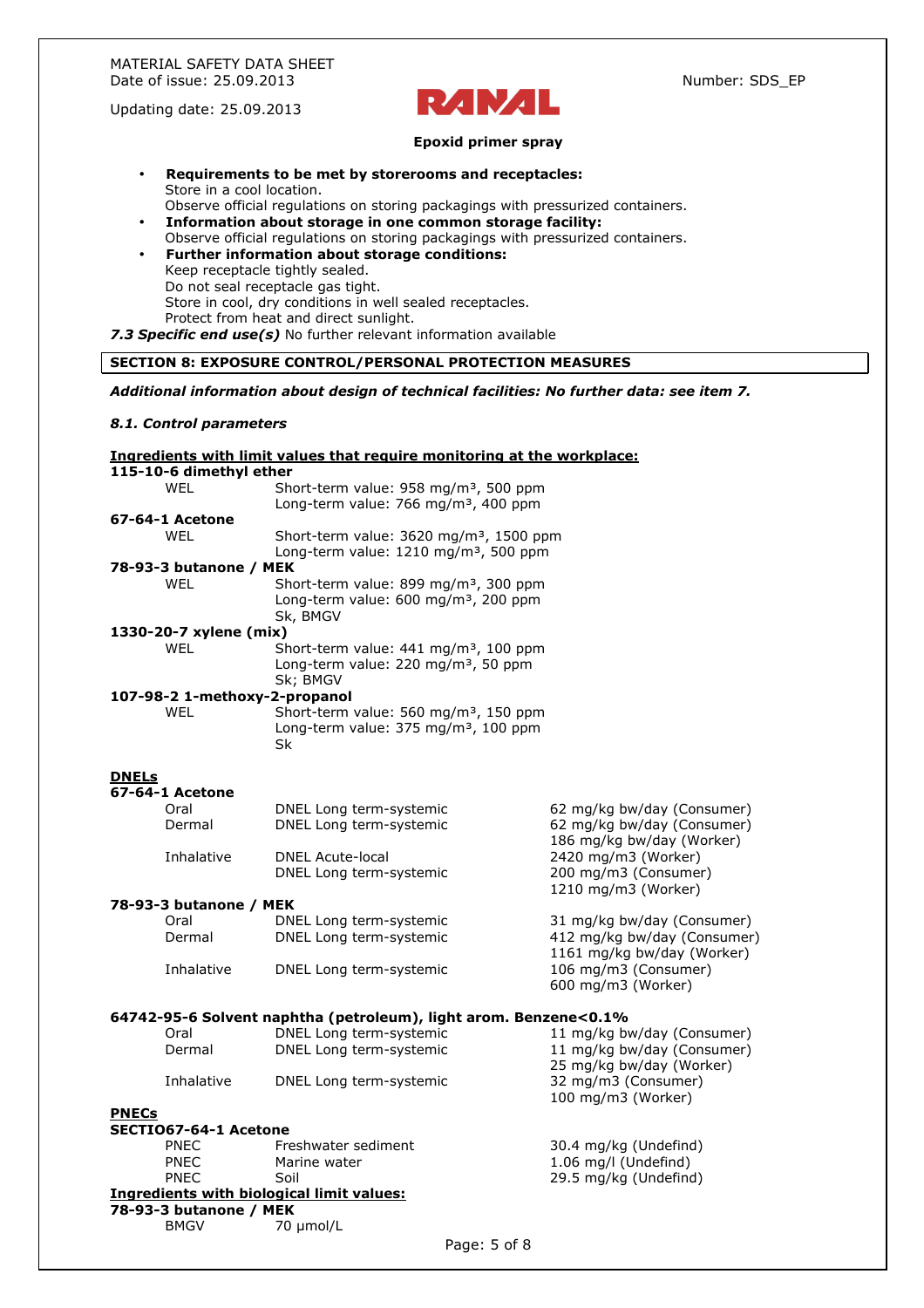- **Requirements to be met by storerooms and receptacles:**
  Store in a cool location.
  Observe official regulations on storing packagings with pressurized containers.
- **Information about storage in one common storage facility:**
  Observe official regulations on storing packagings with pressurized containers.
- **Further information about storage conditions:**
  Keep receptacle tightly sealed.
  Do not seal receptacle gas tight.
  Store in cool, dry conditions in well sealed receptacles.
  Protect from heat and direct sunlight.

***7.3 Specific end use(s)*** No further relevant information available

## SECTION 8: EXPOSURE CONTROL/PERSONAL PROTECTION MEASURES

***Additional information about design of technical facilities: No further data: see item 7.***

***8.1. Control parameters***

**Ingredients with limit values that require monitoring at the workplace:**

**115-10-6 dimethyl ether**

| | |
|---|---|
| WEL | Short-term value: 958 mg/m³, 500 ppm<br>Long-term value: 766 mg/m³, 400 ppm |

**67-64-1 Acetone**

| | |
|---|---|
| WEL | Short-term value: 3620 mg/m³, 1500 ppm<br>Long-term value: 1210 mg/m³, 500 ppm |

**78-93-3 butanone / MEK**

| | |
|---|---|
| WEL | Short-term value: 899 mg/m³, 300 ppm<br>Long-term value: 600 mg/m³, 200 ppm<br>Sk, BMGV |

**1330-20-7 xylene (mix)**

| | |
|---|---|
| WEL | Short-term value: 441 mg/m³, 100 ppm<br>Long-term value: 220 mg/m³, 50 ppm<br>Sk; BMGV |

**107-98-2 1-methoxy-2-propanol**

| | |
|---|---|
| WEL | Short-term value: 560 mg/m³, 150 ppm<br>Long-term value: 375 mg/m³, 100 ppm<br>Sk |

**DNELs**

**67-64-1 Acetone**

| | | |
|---|---|---|
| Oral | DNEL Long term-systemic | 62 mg/kg bw/day (Consumer) |
| Dermal | DNEL Long term-systemic | 62 mg/kg bw/day (Consumer)<br>186 mg/kg bw/day (Worker) |
| Inhalative | DNEL Acute-local | 2420 mg/m3 (Worker) |
| | DNEL Long term-systemic | 200 mg/m3 (Consumer)<br>1210 mg/m3 (Worker) |

**78-93-3 butanone / MEK**

| | | |
|---|---|---|
| Oral | DNEL Long term-systemic | 31.4 mg/kg bw/day (Consumer) |
| Dermal | DNEL Long term-systemic | 412 mg/kg bw/day (Consumer)<br>1161 mg/kg bw/day (Worker) |
| Inhalative | DNEL Long term-systemic | 106 mg/m3 (Consumer)<br>600 mg/m3 (Worker) |

**64742-95-6 Solvent naphtha (petroleum), light arom. Benzene<0.1%**

| | | |
|---|---|---|
| Oral | DNEL Long term-systemic | 11 mg/kg bw/day (Consumer) |
| Dermal | DNEL Long term-systemic | 11 mg/kg bw/day (Consumer)<br>25 mg/kg bw/day (Worker) |
| Inhalative | DNEL Long term-systemic | 32 mg/m3 (Consumer)<br>100 mg/m3 (Worker) |

**PNECs**

**SECTIO67-64-1 Acetone**

| | | |
|---|---|---|
| PNEC | Freshwater sediment | 30.4 mg/kg (Undefind) |
| PNEC | Marine water | 1.06 mg/l (Undefind) |
| PNEC | Soil | 29.5 mg/kg (Undefind) |

**Ingredients with biological limit values:**

**78-93-3 butanone / MEK**

| | |
|---|---|
| BMGV | 70 µmol/L |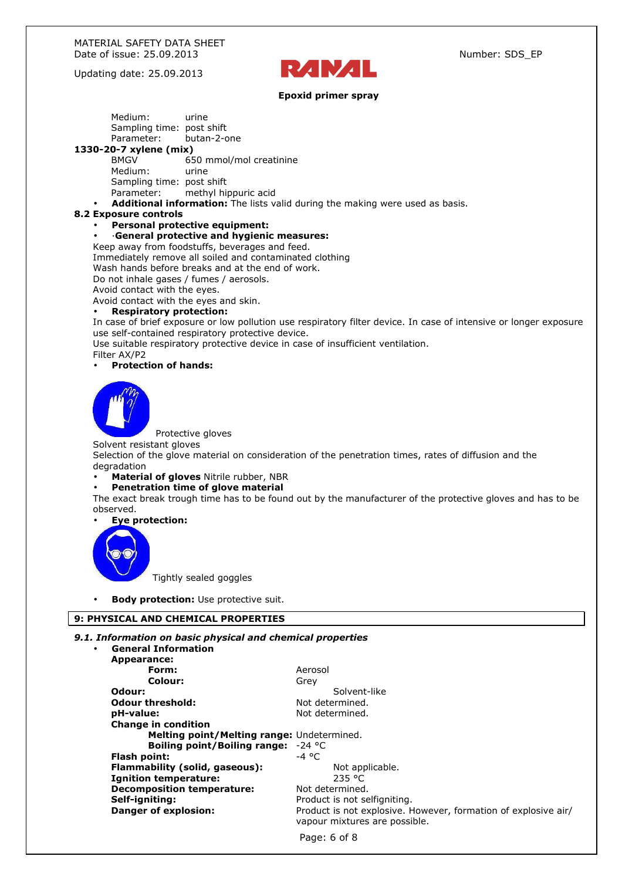Medium: urine
Sampling time: post shift
Parameter: butan-2-one

**1330-20-7 xylene (mix)**

BMGV 650 mmol/mol creatinine
Medium: urine
Sampling time: post shift
Parameter: methyl hippuric acid

- **Additional information:** The lists valid during the making were used as basis.

**8.2 Exposure controls**

- **Personal protective equipment:**
- ·**General protective and hygienic measures:**

Keep away from foodstuffs, beverages and feed.
Immediately remove all soiled and contaminated clothing
Wash hands before breaks and at the end of work.
Do not inhale gases / fumes / aerosols.
Avoid contact with the eyes.
Avoid contact with the eyes and skin.

- **Respiratory protection:**

In case of brief exposure or low pollution use respiratory filter device. In case of intensive or longer exposure use self-contained respiratory protective device.
Use suitable respiratory protective device in case of insufficient ventilation.
Filter AX/P2

- **Protection of hands:**

Protective gloves
Solvent resistant gloves
Selection of the glove material on consideration of the penetration times, rates of diffusion and the degradation

- **Material of gloves** Nitrile rubber, NBR
- **Penetration time of glove material**

The exact break trough time has to be found out by the manufacturer of the protective gloves and has to be observed.

- **Eye protection:**

Tightly sealed goggles

- **Body protection:** Use protective suit.

## 9: PHYSICAL AND CHEMICAL PROPERTIES

### *9.1. Information on basic physical and chemical properties*

- **General Information**

**Appearance:**

| | |
|---|---|
| **Form:** | Aerosol |
| **Colour:** | Grey |
| **Odour:** | Solvent-like |
| **Odour threshold:** | Not determined. |
| **pH-value:** | Not determined. |
| **Change in condition** | |
| **Melting point/Melting range:** | Undetermined. |
| **Boiling point/Boiling range:** | -24 °C |
| **Flash point:** | -4 °C |
| **Flammability (solid, gaseous):** | Not applicable. |
| **Ignition temperature:** | 235 °C |
| **Decomposition temperature:** | Not determined. |
| **Self-igniting:** | Product is not selfigniting. |
| **Danger of explosion:** | Product is not explosive. However, formation of explosive air/ vapour mixtures are possible. |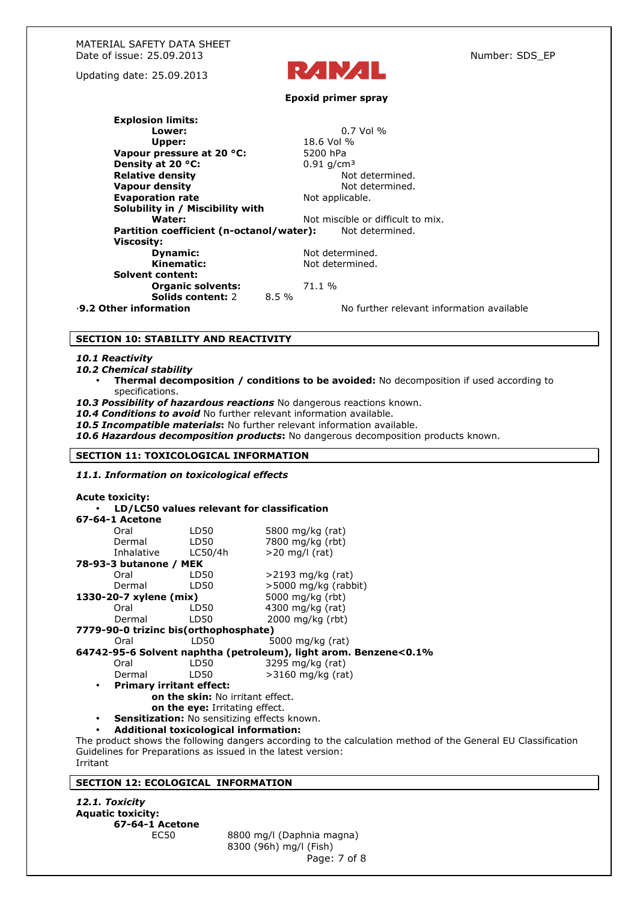**Explosion limits:**

| | |
|---|---|
| **Lower:** | 0.7 Vol % |
| **Upper:** | 18.6 Vol % |
| **Vapour pressure at 20 °C:** | 5200 hPa |
| **Density at 20 °C:** | 0.91 g/cm³ |
| **Relative density** | Not determined. |
| **Vapour density** | Not determined. |
| **Evaporation rate** | Not applicable. |
| **Solubility in / Miscibility with** | |
| **Water:** | Not miscible or difficult to mix. |
| **Partition coefficient (n-octanol/water):** | Not determined. |
| **Viscosity:** | |
| **Dynamic:** | Not determined. |
| **Kinematic:** | Not determined. |
| **Solvent content:** | |
| **Organic solvents:** | 71.1 % |
| **Solids content:** 2 | 8.5 % |

·**9.2 Other information** No further relevant information available

## SECTION 10: STABILITY AND REACTIVITY

***10.1 Reactivity***

***10.2 Chemical stability***

- **Thermal decomposition / conditions to be avoided:** No decomposition if used according to specifications.

***10.3 Possibility of hazardous reactions*** No dangerous reactions known.

***10.4 Conditions to avoid*** No further relevant information available.

***10.5 Incompatible materials*:** No further relevant information available.

***10.6 Hazardous decomposition products*:** No dangerous decomposition products known.

## SECTION 11: TOXICOLOGICAL INFORMATION

***11.1. Information on toxicological effects***

**Acute toxicity:**

- **LD/LC50 values relevant for classification**

**67-64-1 Acetone**

| | | |
|---|---|---|
| Oral | LD50 | 5800 mg/kg (rat) |
| Dermal | LD50 | 7800 mg/kg (rbt) |
| Inhalative | LC50/4h | >20 mg/l (rat) |

**78-93-3 butanone / MEK**

| | | |
|---|---|---|
| Oral | LD50 | >2193 mg/kg (rat) |
| Dermal | LD50 | >5000 mg/kg (rabbit) |

**1330-20-7 xylene (mix)** 5000 mg/kg (rbt)

| | | |
|---|---|---|
| Oral | LD50 | 4300 mg/kg (rat) |
| Dermal | LD50 | 2000 mg/kg (rbt) |

**7779-90-0 trizinc bis(orthophosphate)**

| | | |
|---|---|---|
| Oral | LD50 | 5000 mg/kg (rat) |

**64742-95-6 Solvent naphtha (petroleum), light arom. Benzene<0.1%**

| | | |
|---|---|---|
| Oral | LD50 | 3295 mg/kg (rat) |
| Dermal | LD50 | >3160 mg/kg (rat) |

- **Primary irritant effect:**
  - **on the skin:** No irritant effect.
  - **on the eye:** Irritating effect.
- **Sensitization:** No sensitizing effects known.
- **Additional toxicological information:**

The product shows the following dangers according to the calculation method of the General EU Classification Guidelines for Preparations as issued in the latest version:

Irritant

## SECTION 12: ECOLOGICAL INFORMATION

***12.1. Toxicity***

**Aquatic toxicity:**

**67-64-1 Acetone**

| | |
|---|---|
| EC50 | 8800 mg/l (Daphnia magna) |
| | 8300 (96h) mg/l (Fish) |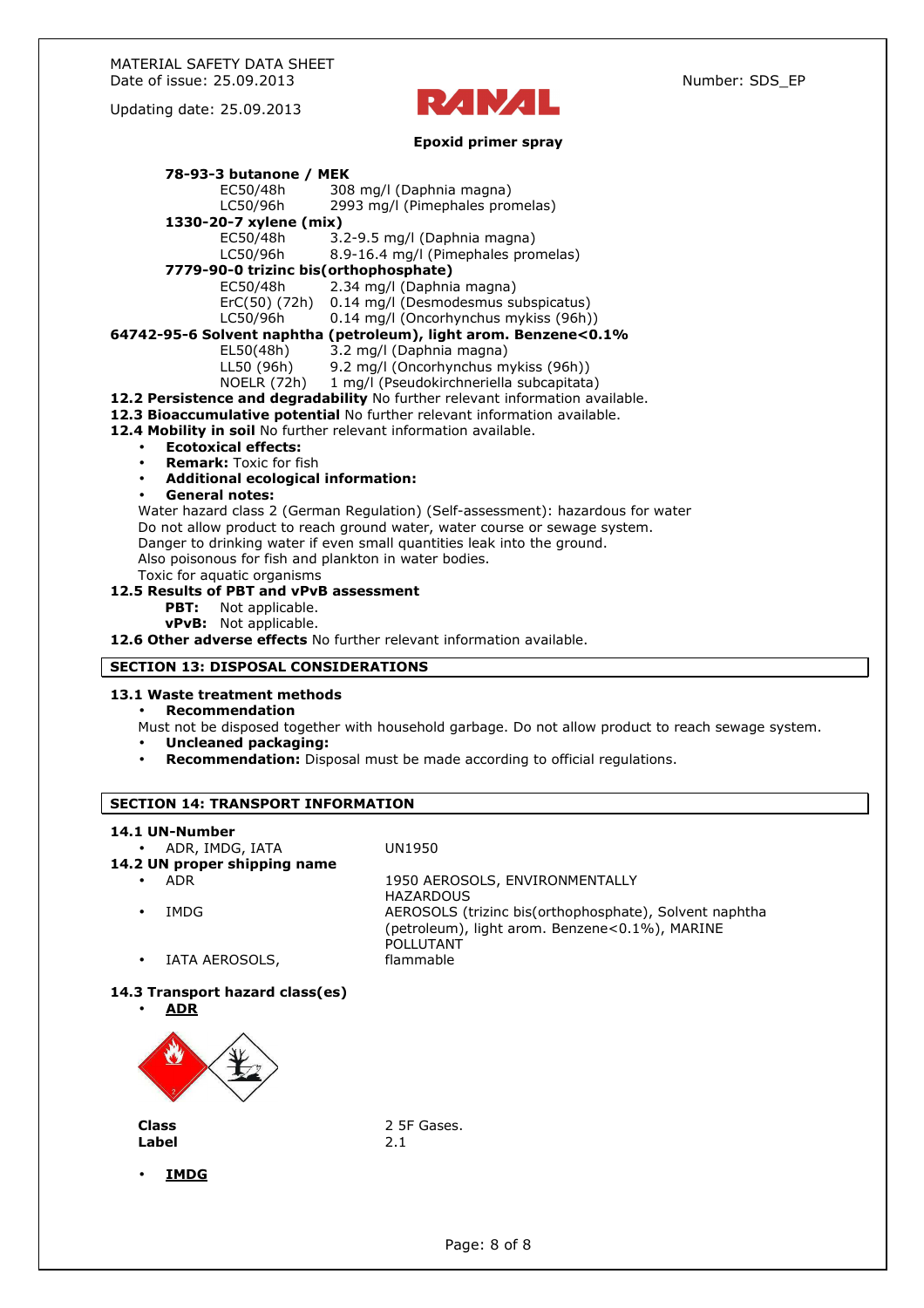**78-93-3 butanone / MEK**

| | |
|---|---|
| EC50/48h | 308 mg/l (Daphnia magna) |
| LC50/96h | 2993 mg/l (Pimephales promelas) |

**1330-20-7 xylene (mix)**

| | |
|---|---|
| EC50/48h | 3.2-9.5 mg/l (Daphnia magna) |
| LC50/96h | 8.9-16.4 mg/l (Pimephales promelas) |

**7779-90-0 trizinc bis(orthophosphate)**

| | |
|---|---|
| EC50/48h | 2.34 mg/l (Daphnia magna) |
| ErC(50) (72h) | 0.14 mg/l (Desmodesmus subspicatus) |
| LC50/96h | 0.14 mg/l (Oncorhynchus mykiss (96h)) |

**64742-95-6 Solvent naphtha (petroleum), light arom. Benzene<0.1%**

| | |
|---|---|
| EL50(48h) | 3.2 mg/l (Daphnia magna) |
| LL50 (96h) | 9.2 mg/l (Oncorhynchus mykiss (96h)) |
| NOELR (72h) | 1 mg/l (Pseudokirchneriella subcapitata) |

**12.2 Persistence and degradability** No further relevant information available.

**12.3 Bioaccumulative potential** No further relevant information available.

**12.4 Mobility in soil** No further relevant information available.

- **Ecotoxical effects:**
- **Remark:** Toxic for fish
- **Additional ecological information:**
- **General notes:**

Water hazard class 2 (German Regulation) (Self-assessment): hazardous for water
Do not allow product to reach ground water, water course or sewage system.
Danger to drinking water if even small quantities leak into the ground.
Also poisonous for fish and plankton in water bodies.
Toxic for aquatic organisms

**12.5 Results of PBT and vPvB assessment**

**PBT:** Not applicable.
**vPvB:** Not applicable.

**12.6 Other adverse effects** No further relevant information available.

## SECTION 13: DISPOSAL CONSIDERATIONS

**13.1 Waste treatment methods**

- **Recommendation**

Must not be disposed together with household garbage. Do not allow product to reach sewage system.

- **Uncleaned packaging:**
- **Recommendation:** Disposal must be made according to official regulations.

## SECTION 14: TRANSPORT INFORMATION

**14.1 UN-Number**

- ADR, IMDG, IATA — UN1950

**14.2 UN proper shipping name**

- ADR — 1950 AEROSOLS, ENVIRONMENTALLY HAZARDOUS
- IMDG — AEROSOLS (trizinc bis(orthophosphate), Solvent naphtha (petroleum), light arom. Benzene<0.1%), MARINE POLLUTANT
- IATA AEROSOLS, — flammable

**14.3 Transport hazard class(es)**

- **ADR**

**Class** — 2 5F Gases.
**Label** — 2.1

- **IMDG**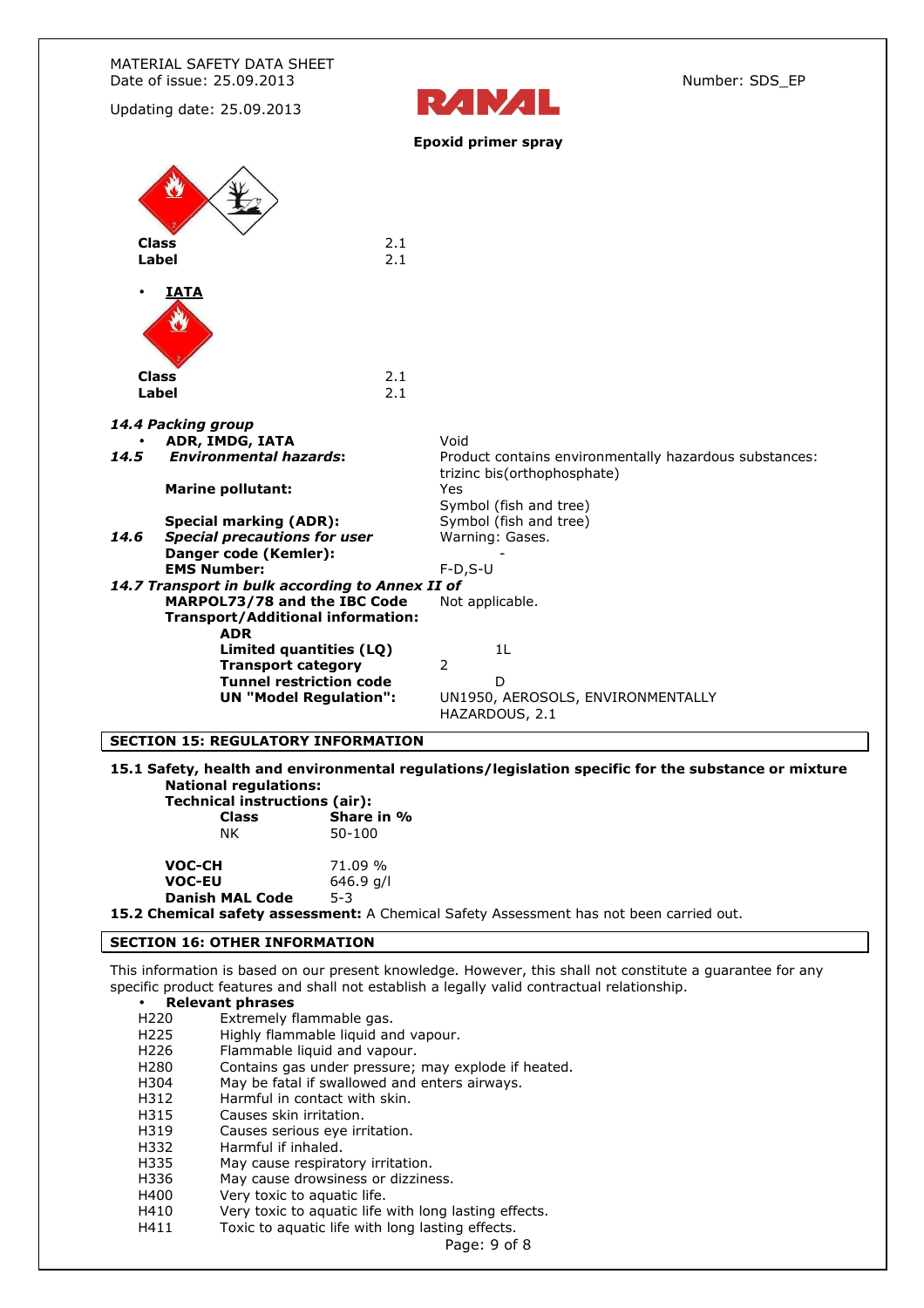| | |
|---|---|
| **Class** | 2.1 |
| **Label** | 2.1 |

- **IATA**

| | |
|---|---|
| **Class** | 2.1 |
| **Label** | 2.1 |

***14.4 Packing group***

| | |
|---|---|
| • **ADR, IMDG, IATA** | Void |
| **14.5** ***Environmental hazards*:** | Product contains environmentally hazardous substances: trizinc bis(orthophosphate) |
| **Marine pollutant:** | Yes |
| | Symbol (fish and tree) |
| **Special marking (ADR):** | Symbol (fish and tree) |
| **14.6** ***Special precautions for user*** | Warning: Gases. |
| **Danger code (Kemler):** | - |
| **EMS Number:** | F-D,S-U |
| ***14.7 Transport in bulk according to Annex II of*** **MARPOL73/78 and the IBC Code** | Not applicable. |
| **Transport/Additional information:** | |
| **ADR** | |
| **Limited quantities (LQ)** | 1L |
| **Transport category** | 2 |
| **Tunnel restriction code** | D |
| **UN "Model Regulation":** | UN1950, AEROSOLS, ENVIRONMENTALLY HAZARDOUS, 2.1 |

## SECTION 15: REGULATORY INFORMATION

**15.1 Safety, health and environmental regulations/legislation specific for the substance or mixture**

**National regulations:**

**Technical instructions (air):**

| **Class** | **Share in %** |
|---|---|
| NK | 50-100 |

| | |
|---|---|
| **VOC-CH** | 71.09 % |
| **VOC-EU** | 646.9 g/l |
| **Danish MAL Code** | 5-3 |

**15.2 Chemical safety assessment:** A Chemical Safety Assessment has not been carried out.

## SECTION 16: OTHER INFORMATION

This information is based on our present knowledge. However, this shall not constitute a guarantee for any specific product features and shall not establish a legally valid contractual relationship.

- **Relevant phrases**

| | |
|---|---|
| H220 | Extremely flammable gas. |
| H225 | Highly flammable liquid and vapour. |
| H226 | Flammable liquid and vapour. |
| H280 | Contains gas under pressure; may explode if heated. |
| H304 | May be fatal if swallowed and enters airways. |
| H312 | Harmful in contact with skin. |
| H315 | Causes skin irritation. |
| H319 | Causes serious eye irritation. |
| H332 | Harmful if inhaled. |
| H335 | May cause respiratory irritation. |
| H336 | May cause drowsiness or dizziness. |
| H400 | Very toxic to aquatic life. |
| H410 | Very toxic to aquatic life with long lasting effects. |
| H411 | Toxic to aquatic life with long lasting effects. |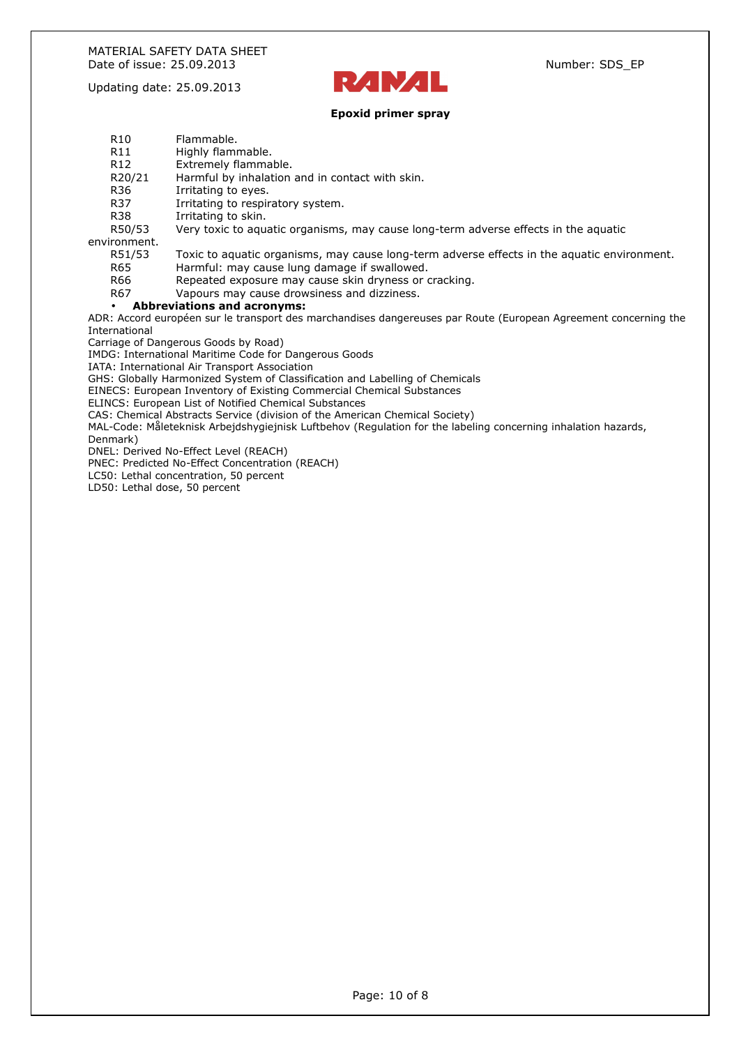R10 Flammable.
R11 Highly flammable.
R12 Extremely flammable.
R20/21 Harmful by inhalation and in contact with skin.
R36 Irritating to eyes.
R37 Irritating to respiratory system.
R38 Irritating to skin.
R50/53 Very toxic to aquatic organisms, may cause long-term adverse effects in the aquatic environment.
R51/53 Toxic to aquatic organisms, may cause long-term adverse effects in the aquatic environment.
R65 Harmful: may cause lung damage if swallowed.
R66 Repeated exposure may cause skin dryness or cracking.
R67 Vapours may cause drowsiness and dizziness.

- **Abbreviations and acronyms:**

ADR: Accord européen sur le transport des marchandises dangereuses par Route (European Agreement concerning the International Carriage of Dangerous Goods by Road)
IMDG: International Maritime Code for Dangerous Goods
IATA: International Air Transport Association
GHS: Globally Harmonized System of Classification and Labelling of Chemicals
EINECS: European Inventory of Existing Commercial Chemical Substances
ELINCS: European List of Notified Chemical Substances
CAS: Chemical Abstracts Service (division of the American Chemical Society)
MAL-Code: Måleteknisk Arbejdshygiejnisk Luftbehov (Regulation for the labeling concerning inhalation hazards, Denmark)
DNEL: Derived No-Effect Level (REACH)
PNEC: Predicted No-Effect Concentration (REACH)
LC50: Lethal concentration, 50 percent
LD50: Lethal dose, 50 percent